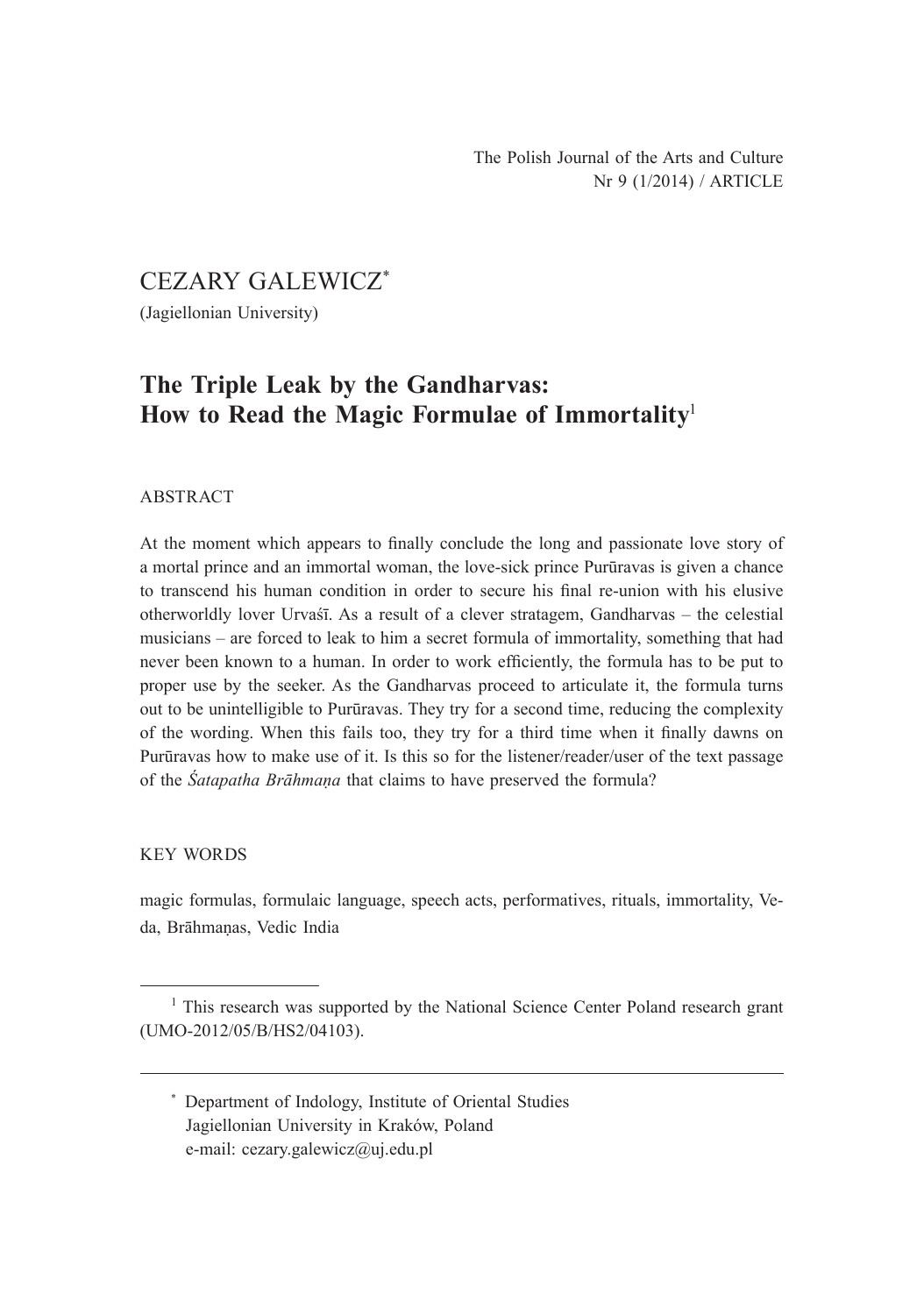The Polish Journal of the Arts and Culture
Nr 9 (1/2014) / ARTICLE

CEZARY GALEWICZ*

(Jagiellonian University)

# The Triple Leak by the Gandharvas: How to Read the Magic Formulae of Immortality[1]

## ABSTRACT

At the moment which appears to finally conclude the long and passionate love story of a mortal prince and an immortal woman, the love-sick prince Purūravas is given a chance to transcend his human condition in order to secure his final re-union with his elusive otherworldly lover Urvaśī. As a result of a clever stratagem, Gandharvas – the celestial musicians – are forced to leak to him a secret formula of immortality, something that had never been known to a human. In order to work efficiently, the formula has to be put to proper use by the seeker. As the Gandharvas proceed to articulate it, the formula turns out to be unintelligible to Purūravas. They try for a second time, reducing the complexity of the wording. When this fails too, they try for a third time when it finally dawns on Purūravas how to make use of it. Is this so for the listener/reader/user of the text passage of the *Śatapatha Brāhmaṇa* that claims to have preserved the formula?

## KEY WORDS

magic formulas, formulaic language, speech acts, performatives, rituals, immortality, Veda, Brāhmaṇas, Vedic India

---

[1] This research was supported by the National Science Center Poland research grant (UMO-2012/05/B/HS2/04103).

---

\* Department of Indology, Institute of Oriental Studies
Jagiellonian University in Kraków, Poland
e-mail: cezary.galewicz@uj.edu.pl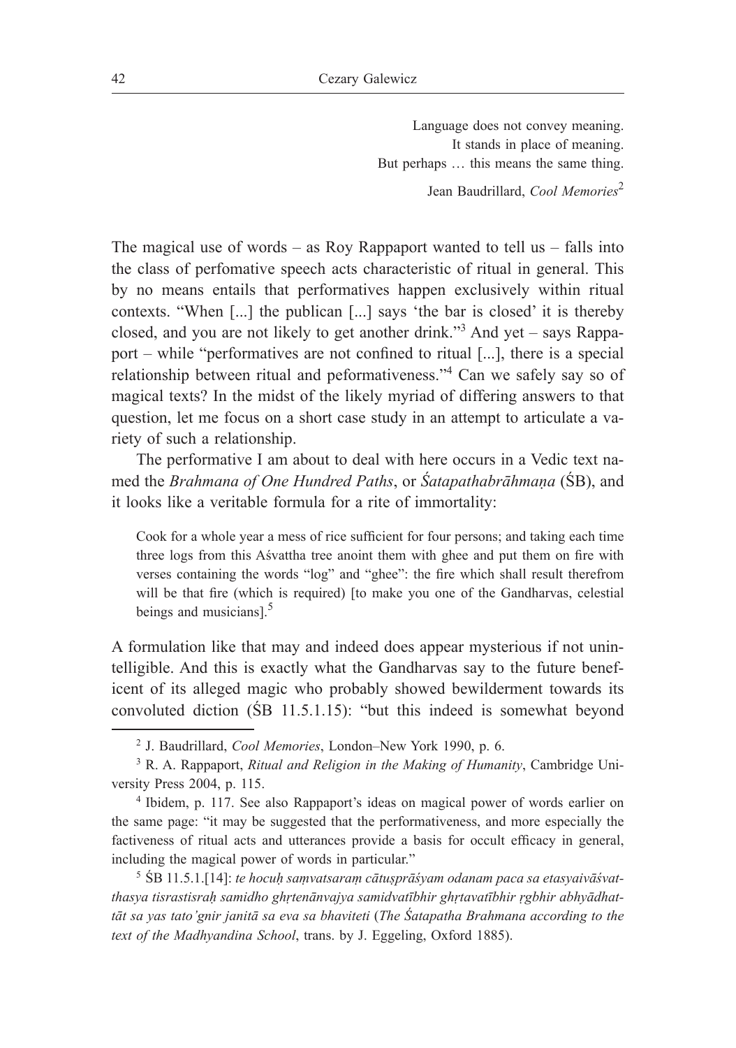> Language does not convey meaning.
> It stands in place of meaning.
> But perhaps … this means the same thing.
>
> Jean Baudrillard, *Cool Memories*[2]

The magical use of words – as Roy Rappaport wanted to tell us – falls into the class of perfomative speech acts characteristic of ritual in general. This by no means entails that performatives happen exclusively within ritual contexts. "When [...] the publican [...] says 'the bar is closed' it is thereby closed, and you are not likely to get another drink."[3] And yet – says Rappaport – while "performatives are not confined to ritual [...], there is a special relationship between ritual and peformativeness."[4] Can we safely say so of magical texts? In the midst of the likely myriad of differing answers to that question, let me focus on a short case study in an attempt to articulate a variety of such a relationship.

The performative I am about to deal with here occurs in a Vedic text named the *Brahmana of One Hundred Paths*, or *Śatapathabrāhmaṇa* (ŚB), and it looks like a veritable formula for a rite of immortality:

> Cook for a whole year a mess of rice sufficient for four persons; and taking each time three logs from this Aśvattha tree anoint them with ghee and put them on fire with verses containing the words "log" and "ghee": the fire which shall result therefrom will be that fire (which is required) [to make you one of the Gandharvas, celestial beings and musicians].[5]

A formulation like that may and indeed does appear mysterious if not unintelligible. And this is exactly what the Gandharvas say to the future beneficent of its alleged magic who probably showed bewilderment towards its convoluted diction (ŚB 11.5.1.15): "but this indeed is somewhat beyond

---

[2] J. Baudrillard, *Cool Memories*, London–New York 1990, p. 6.

[3] R. A. Rappaport, *Ritual and Religion in the Making of Humanity*, Cambridge University Press 2004, p. 115.

[4] Ibidem, p. 117. See also Rappaport's ideas on magical power of words earlier on the same page: "it may be suggested that the performativeness, and more especially the factiveness of ritual acts and utterances provide a basis for occult efficacy in general, including the magical power of words in particular."

[5] ŚB 11.5.1.[14]: *te hocuḥ saṃvatsaraṃ cātuṣprāśyam odanam paca sa etasyaivāśvatthasya tisrastisraḥ samidho ghṛtenānvajya samidvatībhir ghṛtavatībhir ṛgbhir abhyādhattāt sa yas tato'gnir janitā sa eva sa bhaviteti* (*The Śatapatha Brahmana according to the text of the Madhyandina School*, trans. by J. Eggeling, Oxford 1885).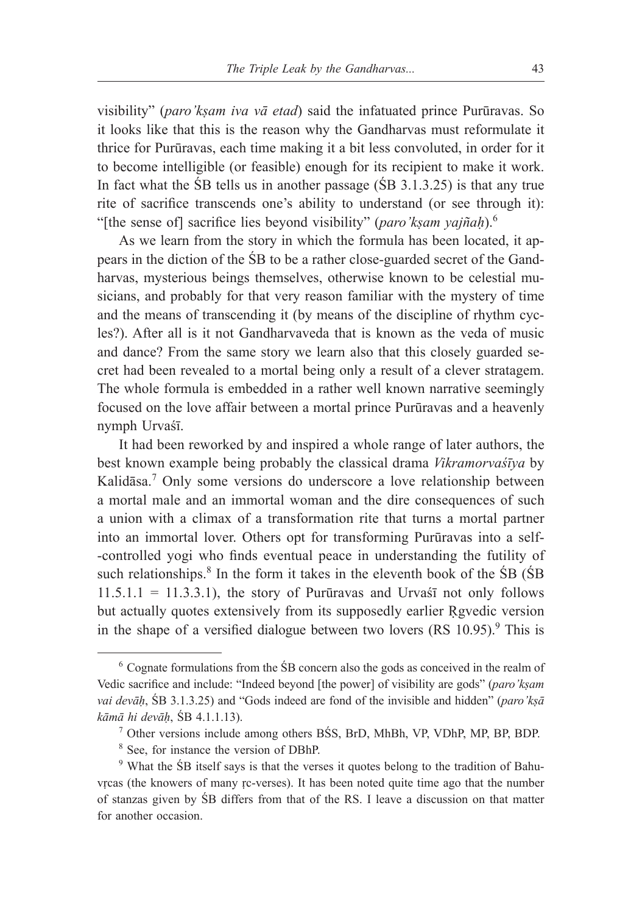visibility" (*paro'kṣam iva vā etad*) said the infatuated prince Purūravas. So it looks like that this is the reason why the Gandharvas must reformulate it thrice for Purūravas, each time making it a bit less convoluted, in order for it to become intelligible (or feasible) enough for its recipient to make it work. In fact what the ŚB tells us in another passage (ŚB 3.1.3.25) is that any true rite of sacrifice transcends one's ability to understand (or see through it): "[the sense of] sacrifice lies beyond visibility" (*paro'kṣam yajñaḥ*).[6]

As we learn from the story in which the formula has been located, it appears in the diction of the ŚB to be a rather close-guarded secret of the Gandharvas, mysterious beings themselves, otherwise known to be celestial musicians, and probably for that very reason familiar with the mystery of time and the means of transcending it (by means of the discipline of rhythm cycles?). After all is it not Gandharvaveda that is known as the veda of music and dance? From the same story we learn also that this closely guarded secret had been revealed to a mortal being only a result of a clever stratagem. The whole formula is embedded in a rather well known narrative seemingly focused on the love affair between a mortal prince Purūravas and a heavenly nymph Urvaśī.

It had been reworked by and inspired a whole range of later authors, the best known example being probably the classical drama *Vikramorvaśīya* by Kalidāsa.[7] Only some versions do underscore a love relationship between a mortal male and an immortal woman and the dire consequences of such a union with a climax of a transformation rite that turns a mortal partner into an immortal lover. Others opt for transforming Purūravas into a self--controlled yogi who finds eventual peace in understanding the futility of such relationships.[8] In the form it takes in the eleventh book of the ŚB (ŚB 11.5.1.1 = 11.3.3.1), the story of Purūravas and Urvaśī not only follows but actually quotes extensively from its supposedly earlier Ṛgvedic version in the shape of a versified dialogue between two lovers (RS 10.95).[9] This is

---

[6] Cognate formulations from the ŚB concern also the gods as conceived in the realm of Vedic sacrifice and include: "Indeed beyond [the power] of visibility are gods" (*paro'kṣam vai devāḥ*, ŚB 3.1.3.25) and "Gods indeed are fond of the invisible and hidden" (*paro'kṣā kāmā hi devāḥ*, ŚB 4.1.1.13).

[7] Other versions include among others BŚS, BrD, MhBh, VP, VDhP, MP, BP, BDP.

[8] See, for instance the version of DBhP.

[9] What the ŚB itself says is that the verses it quotes belong to the tradition of Bahuvṛcas (the knowers of many ṛc-verses). It has been noted quite time ago that the number of stanzas given by ŚB differs from that of the RS. I leave a discussion on that matter for another occasion.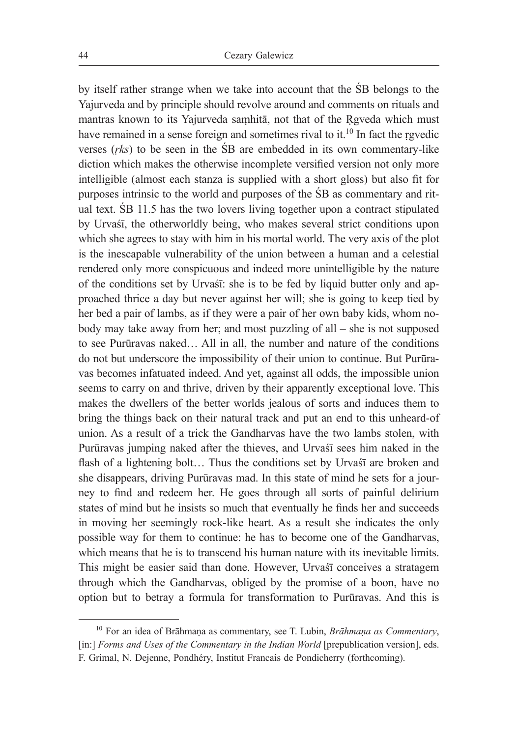by itself rather strange when we take into account that the ŚB belongs to the Yajurveda and by principle should revolve around and comments on rituals and mantras known to its Yajurveda saṃhitā, not that of the Ṛgveda which must have remained in a sense foreign and sometimes rival to it.[10] In fact the ṛgvedic verses (*ṛks*) to be seen in the ŚB are embedded in its own commentary-like diction which makes the otherwise incomplete versified version not only more intelligible (almost each stanza is supplied with a short gloss) but also fit for purposes intrinsic to the world and purposes of the ŚB as commentary and ritual text. ŚB 11.5 has the two lovers living together upon a contract stipulated by Urvaśī, the otherworldly being, who makes several strict conditions upon which she agrees to stay with him in his mortal world. The very axis of the plot is the inescapable vulnerability of the union between a human and a celestial rendered only more conspicuous and indeed more unintelligible by the nature of the conditions set by Urvaśī: she is to be fed by liquid butter only and approached thrice a day but never against her will; she is going to keep tied by her bed a pair of lambs, as if they were a pair of her own baby kids, whom nobody may take away from her; and most puzzling of all – she is not supposed to see Purūravas naked… All in all, the number and nature of the conditions do not but underscore the impossibility of their union to continue. But Purūravas becomes infatuated indeed. And yet, against all odds, the impossible union seems to carry on and thrive, driven by their apparently exceptional love. This makes the dwellers of the better worlds jealous of sorts and induces them to bring the things back on their natural track and put an end to this unheard-of union. As a result of a trick the Gandharvas have the two lambs stolen, with Purūravas jumping naked after the thieves, and Urvaśī sees him naked in the flash of a lightening bolt… Thus the conditions set by Urvaśī are broken and she disappears, driving Purūravas mad. In this state of mind he sets for a journey to find and redeem her. He goes through all sorts of painful delirium states of mind but he insists so much that eventually he finds her and succeeds in moving her seemingly rock-like heart. As a result she indicates the only possible way for them to continue: he has to become one of the Gandharvas, which means that he is to transcend his human nature with its inevitable limits. This might be easier said than done. However, Urvaśī conceives a stratagem through which the Gandharvas, obliged by the promise of a boon, have no option but to betray a formula for transformation to Purūravas. And this is

---

[10] For an idea of Brāhmaṇa as commentary, see T. Lubin, *Brāhmaṇa as Commentary*, [in:] *Forms and Uses of the Commentary in the Indian World* [prepublication version], eds. F. Grimal, N. Dejenne, Pondhéry, Institut Francais de Pondicherry (forthcoming).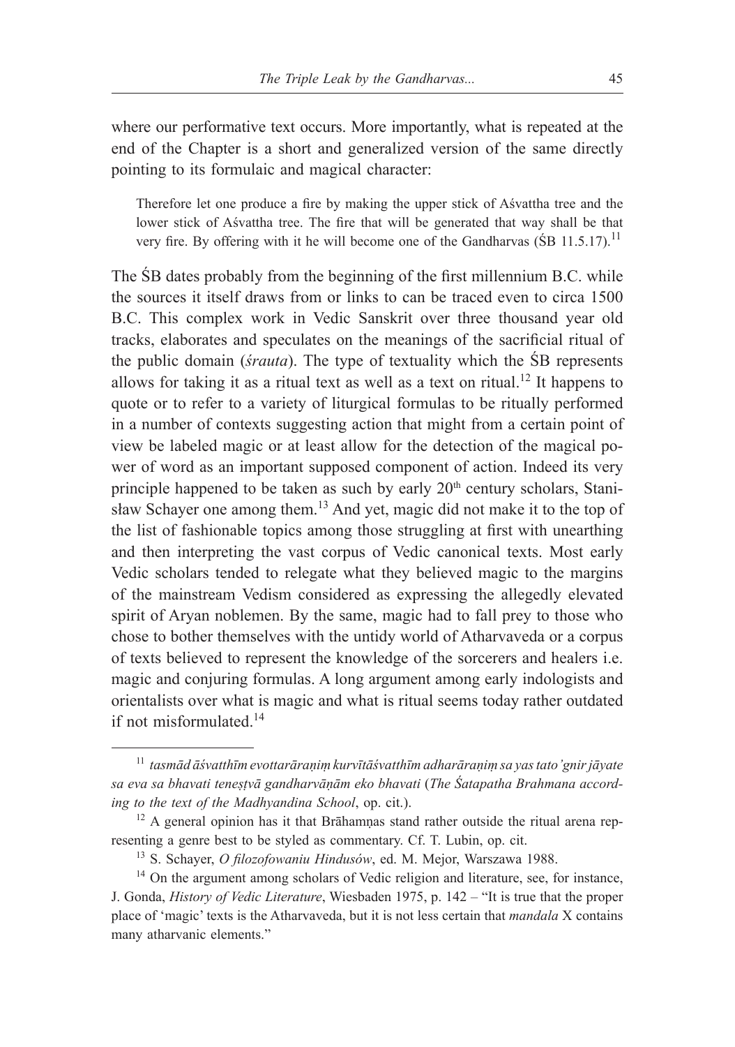where our performative text occurs. More importantly, what is repeated at the end of the Chapter is a short and generalized version of the same directly pointing to its formulaic and magical character:

> Therefore let one produce a fire by making the upper stick of Aśvattha tree and the lower stick of Aśvattha tree. The fire that will be generated that way shall be that very fire. By offering with it he will become one of the Gandharvas (ŚB 11.5.17).[11]

The ŚB dates probably from the beginning of the first millennium B.C. while the sources it itself draws from or links to can be traced even to circa 1500 B.C. This complex work in Vedic Sanskrit over three thousand year old tracks, elaborates and speculates on the meanings of the sacrificial ritual of the public domain (*śrauta*). The type of textuality which the ŚB represents allows for taking it as a ritual text as well as a text on ritual.[12] It happens to quote or to refer to a variety of liturgical formulas to be ritually performed in a number of contexts suggesting action that might from a certain point of view be labeled magic or at least allow for the detection of the magical power of word as an important supposed component of action. Indeed its very principle happened to be taken as such by early 20th century scholars, Stanisław Schayer one among them.[13] And yet, magic did not make it to the top of the list of fashionable topics among those struggling at first with unearthing and then interpreting the vast corpus of Vedic canonical texts. Most early Vedic scholars tended to relegate what they believed magic to the margins of the mainstream Vedism considered as expressing the allegedly elevated spirit of Aryan noblemen. By the same, magic had to fall prey to those who chose to bother themselves with the untidy world of Atharvaveda or a corpus of texts believed to represent the knowledge of the sorcerers and healers i.e. magic and conjuring formulas. A long argument among early indologists and orientalists over what is magic and what is ritual seems today rather outdated if not misformulated.[14]

---

[11] *tasmād āśvatthīm evottarāraṇiṃ kurvītāśvatthīm adharāraṇiṃ sa yas tato'gnir jāyate sa eva sa bhavati teneṣṭvā gandharvāṇām eko bhavati* (*The Śatapatha Brahmana according to the text of the Madhyandina School*, op. cit.).

[12] A general opinion has it that Brāhamṇas stand rather outside the ritual arena representing a genre best to be styled as commentary. Cf. T. Lubin, op. cit.

[13] S. Schayer, *O filozofowaniu Hindusów*, ed. M. Mejor, Warszawa 1988.

[14] On the argument among scholars of Vedic religion and literature, see, for instance, J. Gonda, *History of Vedic Literature*, Wiesbaden 1975, p. 142 – "It is true that the proper place of 'magic' texts is the Atharvaveda, but it is not less certain that *mandala* X contains many atharvanic elements."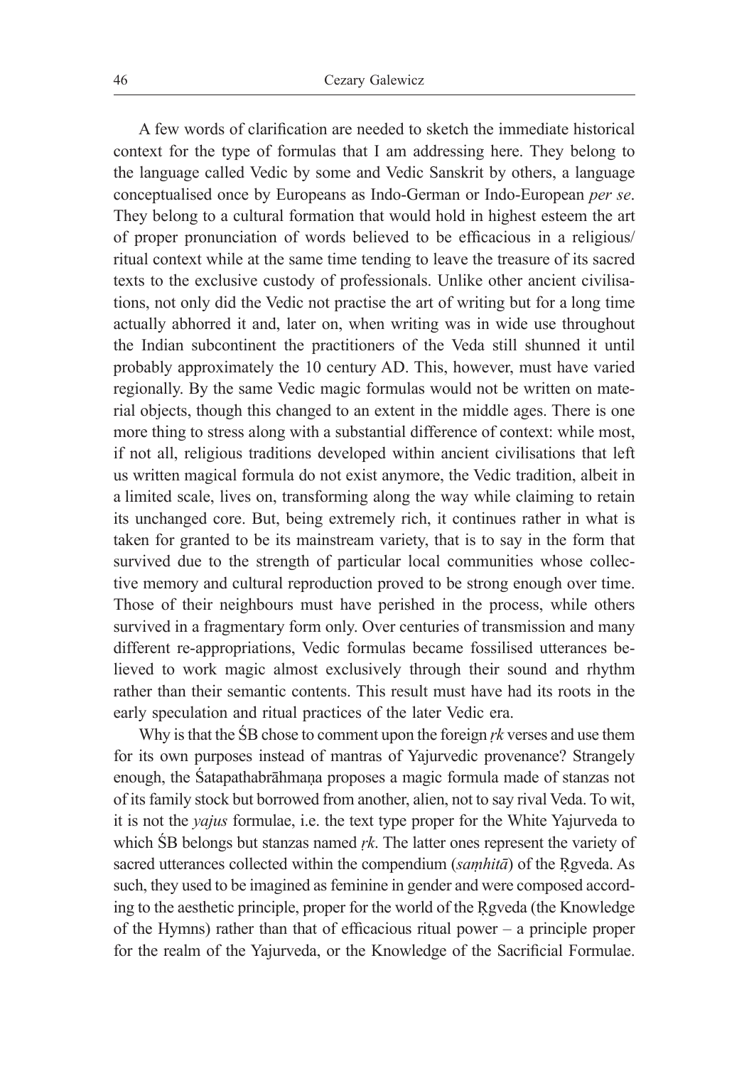A few words of clarification are needed to sketch the immediate historical context for the type of formulas that I am addressing here. They belong to the language called Vedic by some and Vedic Sanskrit by others, a language conceptualised once by Europeans as Indo-German or Indo-European *per se*. They belong to a cultural formation that would hold in highest esteem the art of proper pronunciation of words believed to be efficacious in a religious/ritual context while at the same time tending to leave the treasure of its sacred texts to the exclusive custody of professionals. Unlike other ancient civilisations, not only did the Vedic not practise the art of writing but for a long time actually abhorred it and, later on, when writing was in wide use throughout the Indian subcontinent the practitioners of the Veda still shunned it until probably approximately the 10 century AD. This, however, must have varied regionally. By the same Vedic magic formulas would not be written on material objects, though this changed to an extent in the middle ages. There is one more thing to stress along with a substantial difference of context: while most, if not all, religious traditions developed within ancient civilisations that left us written magical formula do not exist anymore, the Vedic tradition, albeit in a limited scale, lives on, transforming along the way while claiming to retain its unchanged core. But, being extremely rich, it continues rather in what is taken for granted to be its mainstream variety, that is to say in the form that survived due to the strength of particular local communities whose collective memory and cultural reproduction proved to be strong enough over time. Those of their neighbours must have perished in the process, while others survived in a fragmentary form only. Over centuries of transmission and many different re-appropriations, Vedic formulas became fossilised utterances believed to work magic almost exclusively through their sound and rhythm rather than their semantic contents. This result must have had its roots in the early speculation and ritual practices of the later Vedic era.

Why is that the ŚB chose to comment upon the foreign *ṛk* verses and use them for its own purposes instead of mantras of Yajurvedic provenance? Strangely enough, the Śatapathabrāhmaṇa proposes a magic formula made of stanzas not of its family stock but borrowed from another, alien, not to say rival Veda. To wit, it is not the *yajus* formulae, i.e. the text type proper for the White Yajurveda to which ŚB belongs but stanzas named *ṛk*. The latter ones represent the variety of sacred utterances collected within the compendium (*saṃhitā*) of the Ṛgveda. As such, they used to be imagined as feminine in gender and were composed according to the aesthetic principle, proper for the world of the Ṛgveda (the Knowledge of the Hymns) rather than that of efficacious ritual power – a principle proper for the realm of the Yajurveda, or the Knowledge of the Sacrificial Formulae.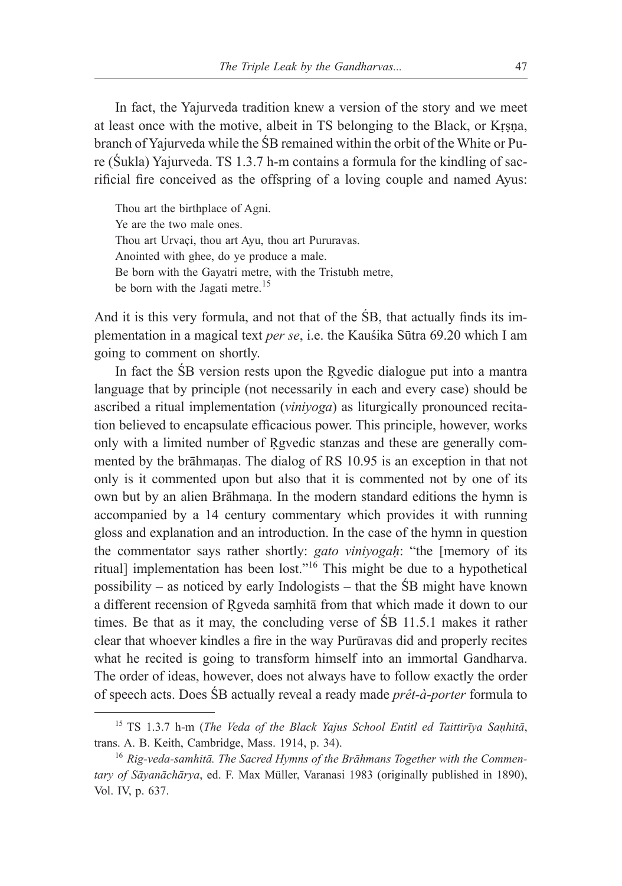In fact, the Yajurveda tradition knew a version of the story and we meet at least once with the motive, albeit in TS belonging to the Black, or Kṛṣṇa, branch of Yajurveda while the ŚB remained within the orbit of the White or Pure (Śukla) Yajurveda. TS 1.3.7 h-m contains a formula for the kindling of sacrificial fire conceived as the offspring of a loving couple and named Ayus:

> Thou art the birthplace of Agni.
> Ye are the two male ones.
> Thou art Urvaçi, thou art Ayu, thou art Pururavas.
> Anointed with ghee, do ye produce a male.
> Be born with the Gayatri metre, with the Tristubh metre,
> be born with the Jagati metre.[15]

And it is this very formula, and not that of the ŚB, that actually finds its implementation in a magical text *per se*, i.e. the Kauśika Sūtra 69.20 which I am going to comment on shortly.

In fact the ŚB version rests upon the Ṛgvedic dialogue put into a mantra language that by principle (not necessarily in each and every case) should be ascribed a ritual implementation (*viniyoga*) as liturgically pronounced recitation believed to encapsulate efficacious power. This principle, however, works only with a limited number of Ṛgvedic stanzas and these are generally commented by the brāhmaṇas. The dialog of RS 10.95 is an exception in that not only is it commented upon but also that it is commented not by one of its own but by an alien Brāhmaṇa. In the modern standard editions the hymn is accompanied by a 14 century commentary which provides it with running gloss and explanation and an introduction. In the case of the hymn in question the commentator says rather shortly: *gato viniyogaḥ*: "the [memory of its ritual] implementation has been lost."[16] This might be due to a hypothetical possibility – as noticed by early Indologists – that the ŚB might have known a different recension of Ṛgveda saṃhitā from that which made it down to our times. Be that as it may, the concluding verse of ŚB 11.5.1 makes it rather clear that whoever kindles a fire in the way Purūravas did and properly recites what he recited is going to transform himself into an immortal Gandharva. The order of ideas, however, does not always have to follow exactly the order of speech acts. Does ŚB actually reveal a ready made *prêt-à-porter* formula to

---

[15] TS 1.3.7 h-m (*The Veda of the Black Yajus School Entitl ed Taittirīya Saṇhitā*, trans. A. B. Keith, Cambridge, Mass. 1914, p. 34).

[16] *Rig-veda-samhitā. The Sacred Hymns of the Brāhmans Together with the Commentary of Sāyanāchārya*, ed. F. Max Müller, Varanasi 1983 (originally published in 1890), Vol. IV, p. 637.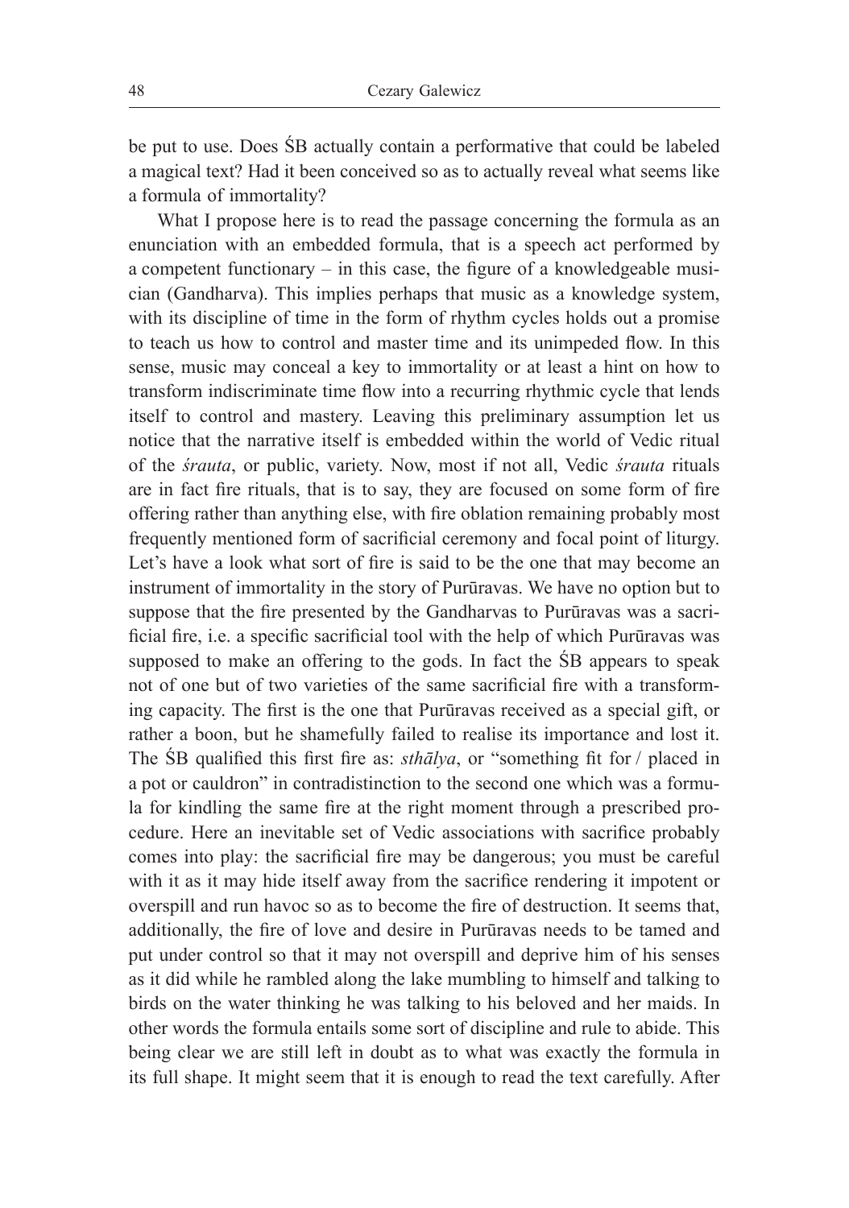be put to use. Does ŚB actually contain a performative that could be labeled a magical text? Had it been conceived so as to actually reveal what seems like a formula of immortality?

What I propose here is to read the passage concerning the formula as an enunciation with an embedded formula, that is a speech act performed by a competent functionary – in this case, the figure of a knowledgeable musician (Gandharva). This implies perhaps that music as a knowledge system, with its discipline of time in the form of rhythm cycles holds out a promise to teach us how to control and master time and its unimpeded flow. In this sense, music may conceal a key to immortality or at least a hint on how to transform indiscriminate time flow into a recurring rhythmic cycle that lends itself to control and mastery. Leaving this preliminary assumption let us notice that the narrative itself is embedded within the world of Vedic ritual of the *śrauta*, or public, variety. Now, most if not all, Vedic *śrauta* rituals are in fact fire rituals, that is to say, they are focused on some form of fire offering rather than anything else, with fire oblation remaining probably most frequently mentioned form of sacrificial ceremony and focal point of liturgy. Let's have a look what sort of fire is said to be the one that may become an instrument of immortality in the story of Purūravas. We have no option but to suppose that the fire presented by the Gandharvas to Purūravas was a sacrificial fire, i.e. a specific sacrificial tool with the help of which Purūravas was supposed to make an offering to the gods. In fact the ŚB appears to speak not of one but of two varieties of the same sacrificial fire with a transforming capacity. The first is the one that Purūravas received as a special gift, or rather a boon, but he shamefully failed to realise its importance and lost it. The ŚB qualified this first fire as: *sthālya*, or "something fit for / placed in a pot or cauldron" in contradistinction to the second one which was a formula for kindling the same fire at the right moment through a prescribed procedure. Here an inevitable set of Vedic associations with sacrifice probably comes into play: the sacrificial fire may be dangerous; you must be careful with it as it may hide itself away from the sacrifice rendering it impotent or overspill and run havoc so as to become the fire of destruction. It seems that, additionally, the fire of love and desire in Purūravas needs to be tamed and put under control so that it may not overspill and deprive him of his senses as it did while he rambled along the lake mumbling to himself and talking to birds on the water thinking he was talking to his beloved and her maids. In other words the formula entails some sort of discipline and rule to abide. This being clear we are still left in doubt as to what was exactly the formula in its full shape. It might seem that it is enough to read the text carefully. After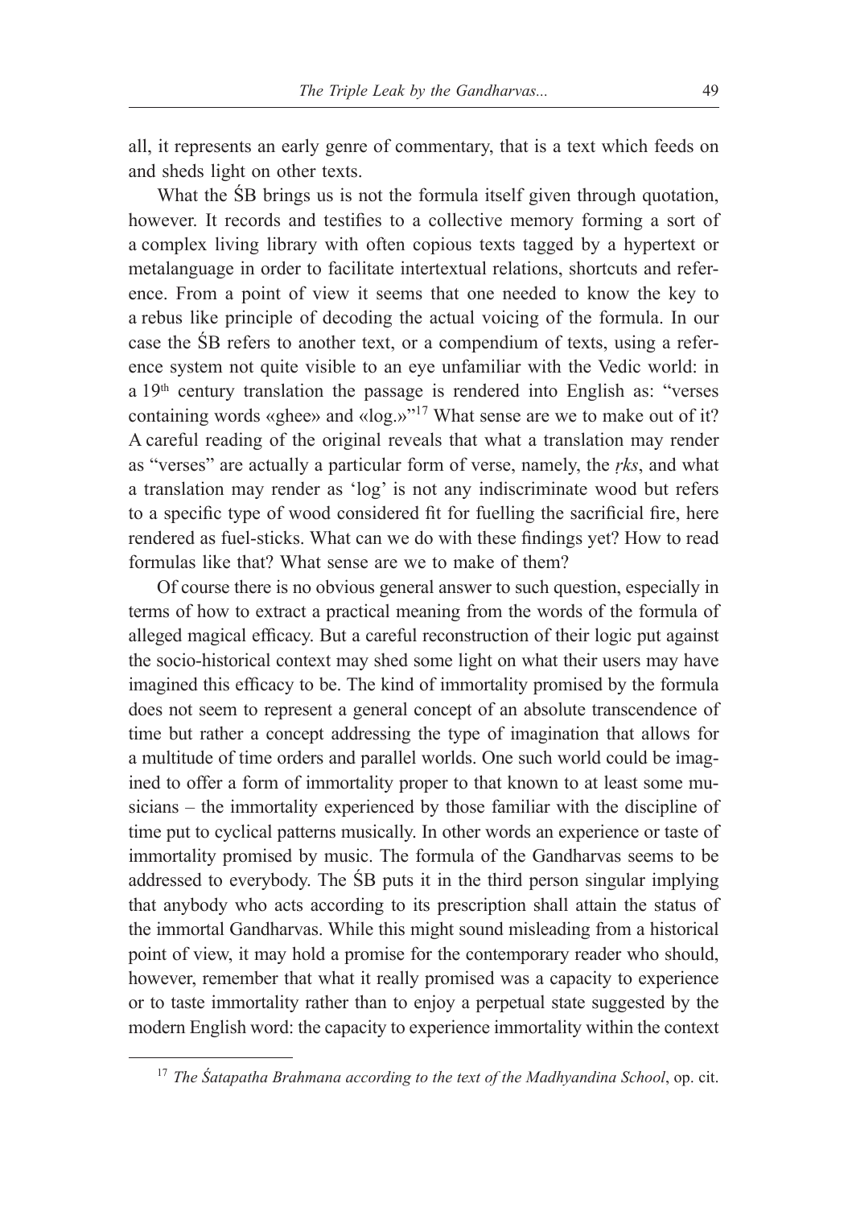all, it represents an early genre of commentary, that is a text which feeds on and sheds light on other texts.

What the ŚB brings us is not the formula itself given through quotation, however. It records and testifies to a collective memory forming a sort of a complex living library with often copious texts tagged by a hypertext or metalanguage in order to facilitate intertextual relations, shortcuts and reference. From a point of view it seems that one needed to know the key to a rebus like principle of decoding the actual voicing of the formula. In our case the ŚB refers to another text, or a compendium of texts, using a reference system not quite visible to an eye unfamiliar with the Vedic world: in a 19th century translation the passage is rendered into English as: "verses containing words «ghee» and «log.»"[17] What sense are we to make out of it? A careful reading of the original reveals that what a translation may render as "verses" are actually a particular form of verse, namely, the *ṛks*, and what a translation may render as 'log' is not any indiscriminate wood but refers to a specific type of wood considered fit for fuelling the sacrificial fire, here rendered as fuel-sticks. What can we do with these findings yet? How to read formulas like that? What sense are we to make of them?

Of course there is no obvious general answer to such question, especially in terms of how to extract a practical meaning from the words of the formula of alleged magical efficacy. But a careful reconstruction of their logic put against the socio-historical context may shed some light on what their users may have imagined this efficacy to be. The kind of immortality promised by the formula does not seem to represent a general concept of an absolute transcendence of time but rather a concept addressing the type of imagination that allows for a multitude of time orders and parallel worlds. One such world could be imagined to offer a form of immortality proper to that known to at least some musicians – the immortality experienced by those familiar with the discipline of time put to cyclical patterns musically. In other words an experience or taste of immortality promised by music. The formula of the Gandharvas seems to be addressed to everybody. The ŚB puts it in the third person singular implying that anybody who acts according to its prescription shall attain the status of the immortal Gandharvas. While this might sound misleading from a historical point of view, it may hold a promise for the contemporary reader who should, however, remember that what it really promised was a capacity to experience or to taste immortality rather than to enjoy a perpetual state suggested by the modern English word: the capacity to experience immortality within the context

[17] *The Śatapatha Brahmana according to the text of the Madhyandina School*, op. cit.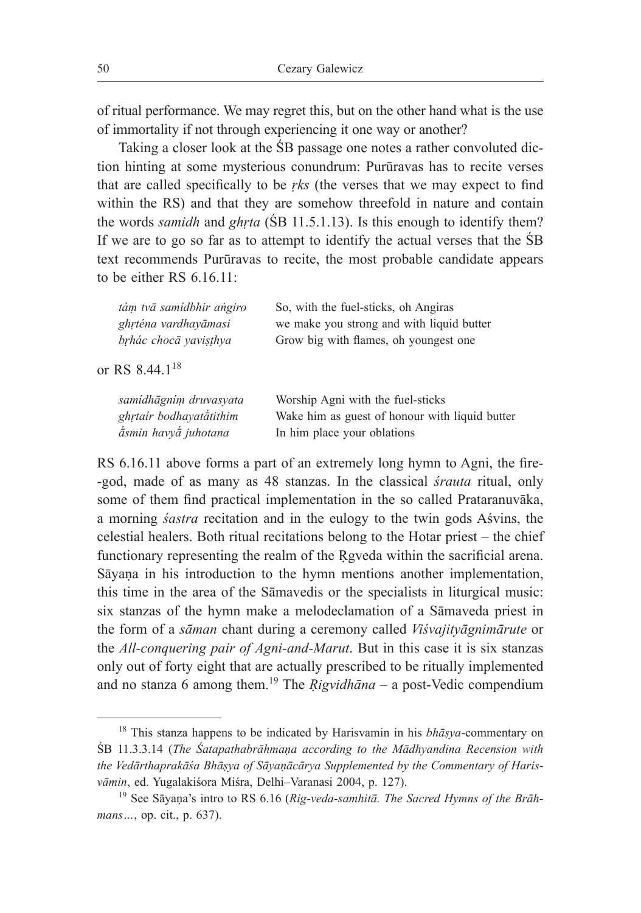of ritual performance. We may regret this, but on the other hand what is the use of immortality if not through experiencing it one way or another?

Taking a closer look at the ŚB passage one notes a rather convoluted diction hinting at some mysterious conundrum: Purūravas has to recite verses that are called specifically to be *ṛks* (the verses that we may expect to find within the RS) and that they are somehow threefold in nature and contain the words *samidh* and *ghṛta* (ŚB 11.5.1.13). Is this enough to identify them? If we are to go so far as to attempt to identify the actual verses that the ŚB text recommends Purūravas to recite, the most probable candidate appears to be either RS 6.16.11:

| | |
|---|---|
| *táṃ tvā samídbhir aṅgiro* | So, with the fuel-sticks, oh Angiras |
| *ghṛténa vardhayāmasi* | we make you strong and with liquid butter |
| *bṛhác chocā yaviṣṭhya* | Grow big with flames, oh youngest one |

or RS 8.44.1[18]

| | |
|---|---|
| *samídhāgníṃ druvasyata* | Worship Agni with the fuel-sticks |
| *ghṛtaír bodhayatā́tithim* | Wake him as guest of honour with liquid butter |
| *ā́smin havyā́ juhotana* | In him place your oblations |

RS 6.16.11 above forms a part of an extremely long hymn to Agni, the fire-god, made of as many as 48 stanzas. In the classical *śrauta* ritual, only some of them find practical implementation in the so called Prataranuvāka, a morning *śastra* recitation and in the eulogy to the twin gods Aśvins, the celestial healers. Both ritual recitations belong to the Hotar priest – the chief functionary representing the realm of the Ṛgveda within the sacrificial arena. Sāyaṇa in his introduction to the hymn mentions another implementation, this time in the area of the Sāmavedis or the specialists in liturgical music: six stanzas of the hymn make a melodeclamation of a Sāmaveda priest in the form of a *sāman* chant during a ceremony called *Viśvajityāgnimārute* or the *All-conquering pair of Agni-and-Marut*. But in this case it is six stanzas only out of forty eight that are actually prescribed to be ritually implemented and no stanza 6 among them.[19] The *Ṛigvidhāna* – a post-Vedic compendium

---

[18] This stanza happens to be indicated by Harisvamin in his *bhāṣya*-commentary on ŚB 11.3.3.14 (*The Śatapathabrāhmaṇa according to the Mādhyandina Recension with the Vedārthaprakāśa Bhāṣya of Sāyaṇācārya Supplemented by the Commentary of Harisvāmin*, ed. Yugalakiśora Miśra, Delhi–Varanasi 2004, p. 127).

[19] See Sāyaṇa's intro to RS 6.16 (*Rig-veda-samhitā. The Sacred Hymns of the Brāhmans…*, op. cit., p. 637).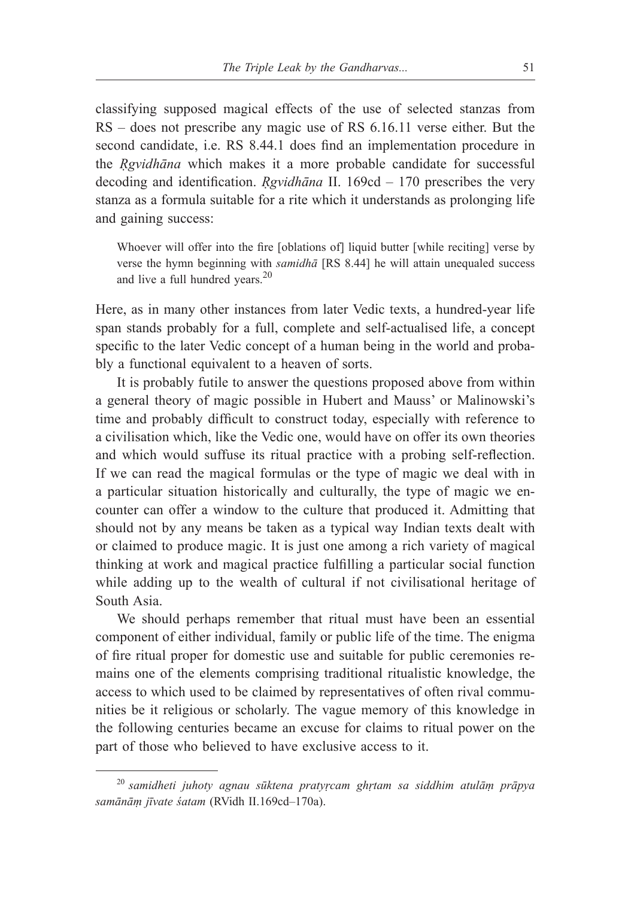classifying supposed magical effects of the use of selected stanzas from RS – does not prescribe any magic use of RS 6.16.11 verse either. But the second candidate, i.e. RS 8.44.1 does find an implementation procedure in the *Ṛgvidhāna* which makes it a more probable candidate for successful decoding and identification. *Ṛgvidhāna* II. 169cd – 170 prescribes the very stanza as a formula suitable for a rite which it understands as prolonging life and gaining success:

> Whoever will offer into the fire [oblations of] liquid butter [while reciting] verse by verse the hymn beginning with *samidhā* [RS 8.44] he will attain unequaled success and live a full hundred years.[20]

Here, as in many other instances from later Vedic texts, a hundred-year life span stands probably for a full, complete and self-actualised life, a concept specific to the later Vedic concept of a human being in the world and probably a functional equivalent to a heaven of sorts.

It is probably futile to answer the questions proposed above from within a general theory of magic possible in Hubert and Mauss' or Malinowski's time and probably difficult to construct today, especially with reference to a civilisation which, like the Vedic one, would have on offer its own theories and which would suffuse its ritual practice with a probing self-reflection. If we can read the magical formulas or the type of magic we deal with in a particular situation historically and culturally, the type of magic we encounter can offer a window to the culture that produced it. Admitting that should not by any means be taken as a typical way Indian texts dealt with or claimed to produce magic. It is just one among a rich variety of magical thinking at work and magical practice fulfilling a particular social function while adding up to the wealth of cultural if not civilisational heritage of South Asia.

We should perhaps remember that ritual must have been an essential component of either individual, family or public life of the time. The enigma of fire ritual proper for domestic use and suitable for public ceremonies remains one of the elements comprising traditional ritualistic knowledge, the access to which used to be claimed by representatives of often rival communities be it religious or scholarly. The vague memory of this knowledge in the following centuries became an excuse for claims to ritual power on the part of those who believed to have exclusive access to it.

---

[20] *samidheti juhoty agnau sūktena pratyṛcam ghṛtam sa siddhim atulāṃ prāpya samānāṃ jīvate śatam* (RVidh II.169cd–170a).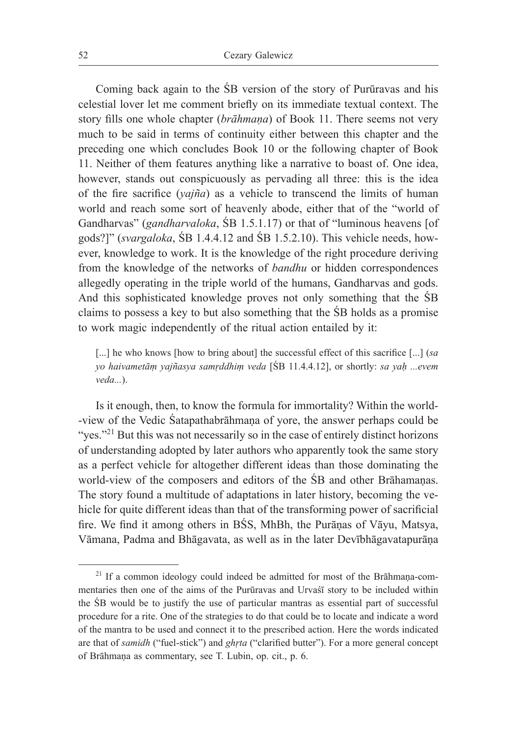Coming back again to the ŚB version of the story of Purūravas and his celestial lover let me comment briefly on its immediate textual context. The story fills one whole chapter (*brāhmaṇa*) of Book 11. There seems not very much to be said in terms of continuity either between this chapter and the preceding one which concludes Book 10 or the following chapter of Book 11. Neither of them features anything like a narrative to boast of. One idea, however, stands out conspicuously as pervading all three: this is the idea of the fire sacrifice (*yajña*) as a vehicle to transcend the limits of human world and reach some sort of heavenly abode, either that of the "world of Gandharvas" (*gandharvaloka*, ŚB 1.5.1.17) or that of "luminous heavens [of gods?]" (*svargaloka*, ŚB 1.4.4.12 and ŚB 1.5.2.10). This vehicle needs, however, knowledge to work. It is the knowledge of the right procedure deriving from the knowledge of the networks of *bandhu* or hidden correspondences allegedly operating in the triple world of the humans, Gandharvas and gods. And this sophisticated knowledge proves not only something that the ŚB claims to possess a key to but also something that the ŚB holds as a promise to work magic independently of the ritual action entailed by it:

> [...] he who knows [how to bring about] the successful effect of this sacrifice [...] (*sa yo haivametāṃ yajñasya samṛddhiṃ veda* [ŚB 11.4.4.12], or shortly: *sa yaḥ ...evem veda...*).

Is it enough, then, to know the formula for immortality? Within the world-view of the Vedic Śatapathabrāhmaṇa of yore, the answer perhaps could be "yes."[21] But this was not necessarily so in the case of entirely distinct horizons of understanding adopted by later authors who apparently took the same story as a perfect vehicle for altogether different ideas than those dominating the world-view of the composers and editors of the ŚB and other Brāhamaṇas. The story found a multitude of adaptations in later history, becoming the vehicle for quite different ideas than that of the transforming power of sacrificial fire. We find it among others in BŚS, MhBh, the Purāṇas of Vāyu, Matsya, Vāmana, Padma and Bhāgavata, as well as in the later Devībhāgavatapurāṇa

[21] If a common ideology could indeed be admitted for most of the Brāhmaṇa-commentaries then one of the aims of the Purūravas and Urvaśī story to be included within the ŚB would be to justify the use of particular mantras as essential part of successful procedure for a rite. One of the strategies to do that could be to locate and indicate a word of the mantra to be used and connect it to the prescribed action. Here the words indicated are that of *samidh* ("fuel-stick") and *ghṛta* ("clarified butter"). For a more general concept of Brāhmaṇa as commentary, see T. Lubin, op. cit., p. 6.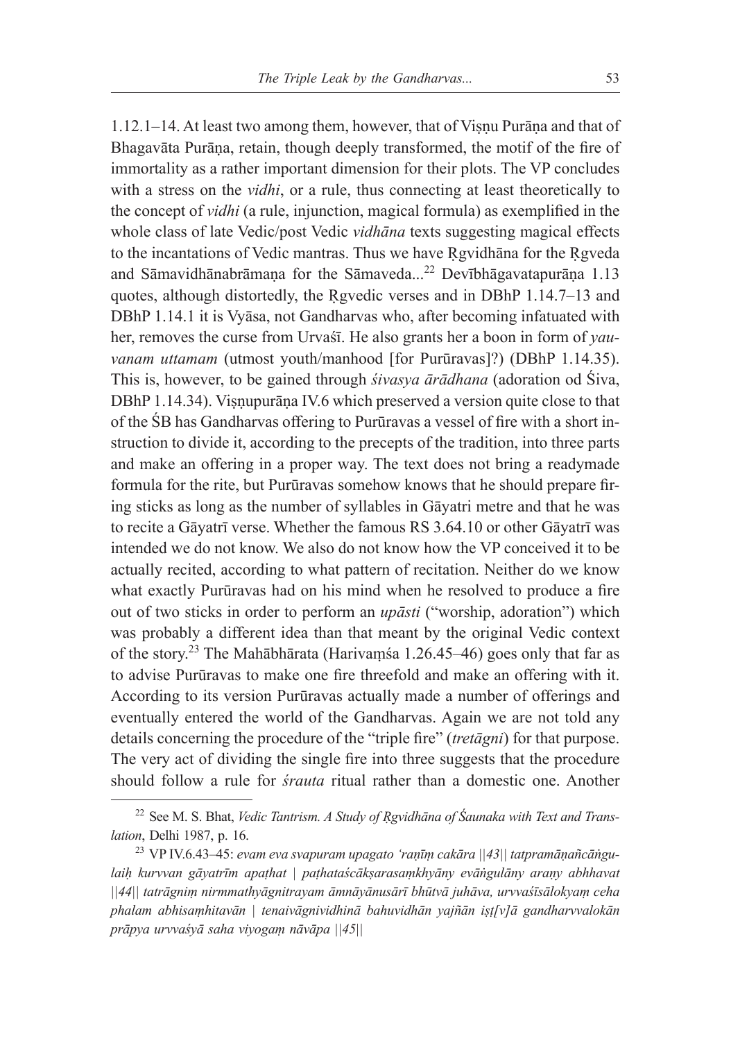1.12.1–14. At least two among them, however, that of Viṣṇu Purāṇa and that of Bhagavāta Purāṇa, retain, though deeply transformed, the motif of the fire of immortality as a rather important dimension for their plots. The VP concludes with a stress on the *vidhi*, or a rule, thus connecting at least theoretically to the concept of *vidhi* (a rule, injunction, magical formula) as exemplified in the whole class of late Vedic/post Vedic *vidhāna* texts suggesting magical effects to the incantations of Vedic mantras. Thus we have Ṛgvidhāna for the Ṛgveda and Sāmavidhānabrāmaṇa for the Sāmaveda...[22] Devībhāgavatapurāṇa 1.13 quotes, although distortedly, the Ṛgvedic verses and in DBhP 1.14.7–13 and DBhP 1.14.1 it is Vyāsa, not Gandharvas who, after becoming infatuated with her, removes the curse from Urvaśī. He also grants her a boon in form of *yauvanam uttamam* (utmost youth/manhood [for Purūravas]?) (DBhP 1.14.35). This is, however, to be gained through *śivasya ārādhana* (adoration od Śiva, DBhP 1.14.34). Viṣṇupurāṇa IV.6 which preserved a version quite close to that of the ŚB has Gandharvas offering to Purūravas a vessel of fire with a short instruction to divide it, according to the precepts of the tradition, into three parts and make an offering in a proper way. The text does not bring a readymade formula for the rite, but Purūravas somehow knows that he should prepare firing sticks as long as the number of syllables in Gāyatri metre and that he was to recite a Gāyatrī verse. Whether the famous RS 3.64.10 or other Gāyatrī was intended we do not know. We also do not know how the VP conceived it to be actually recited, according to what pattern of recitation. Neither do we know what exactly Purūravas had on his mind when he resolved to produce a fire out of two sticks in order to perform an *upāsti* ("worship, adoration") which was probably a different idea than that meant by the original Vedic context of the story.[23] The Mahābhārata (Harivaṃśa 1.26.45–46) goes only that far as to advise Purūravas to make one fire threefold and make an offering with it. According to its version Purūravas actually made a number of offerings and eventually entered the world of the Gandharvas. Again we are not told any details concerning the procedure of the "triple fire" (*tretāgni*) for that purpose. The very act of dividing the single fire into three suggests that the procedure should follow a rule for *śrauta* ritual rather than a domestic one. Another

---

[22] See M. S. Bhat, *Vedic Tantrism. A Study of Ṛgvidhāna of Śaunaka with Text and Translation*, Delhi 1987, p. 16.

[23] VP IV.6.43–45: *evam eva svapuram upagato 'raṇīṃ cakāra ||43|| tatpramāṇañcāṅgulaiḥ kurvvan gāyatrīm apaṭhat | paṭhataścākṣarasaṃkhyāny evāṅgulāny araṇy abhhavat ||44|| tatrāgniṃ nirmmathyāgnitrayam āmnāyānusārī bhūtvā juhāva, urvvaśīsālokyaṃ ceha phalam abhisaṃhitavān | tenaivāgnividhinā bahuvidhān yajñān iṣṭ[v]ā gandharvvalokān prāpya urvvaśyā saha viyogaṃ nāvāpa ||45||*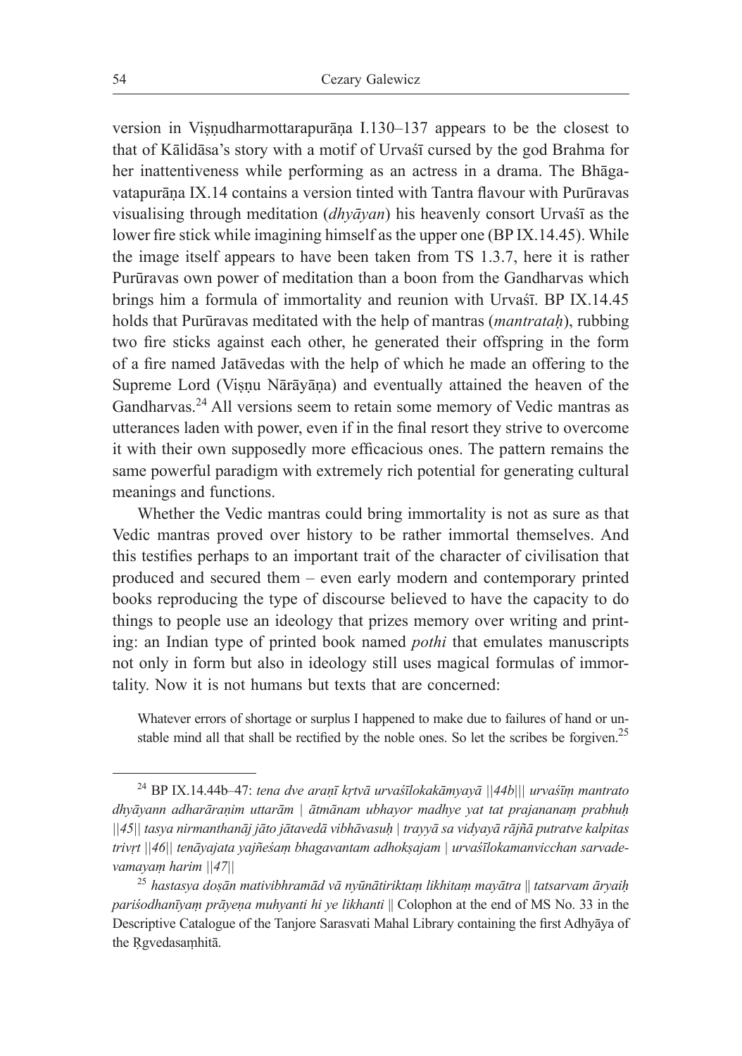version in Viṣṇudharmottarapurāṇa I.130–137 appears to be the closest to that of Kālidāsa's story with a motif of Urvaśī cursed by the god Brahma for her inattentiveness while performing as an actress in a drama. The Bhāgavatapurāṇa IX.14 contains a version tinted with Tantra flavour with Purūravas visualising through meditation (*dhyāyan*) his heavenly consort Urvaśī as the lower fire stick while imagining himself as the upper one (BP IX.14.45). While the image itself appears to have been taken from TS 1.3.7, here it is rather Purūravas own power of meditation than a boon from the Gandharvas which brings him a formula of immortality and reunion with Urvaśī. BP IX.14.45 holds that Purūravas meditated with the help of mantras (*mantrataḥ*), rubbing two fire sticks against each other, he generated their offspring in the form of a fire named Jatāvedas with the help of which he made an offering to the Supreme Lord (Viṣṇu Nārāyāṇa) and eventually attained the heaven of the Gandharvas.[24] All versions seem to retain some memory of Vedic mantras as utterances laden with power, even if in the final resort they strive to overcome it with their own supposedly more efficacious ones. The pattern remains the same powerful paradigm with extremely rich potential for generating cultural meanings and functions.

Whether the Vedic mantras could bring immortality is not as sure as that Vedic mantras proved over history to be rather immortal themselves. And this testifies perhaps to an important trait of the character of civilisation that produced and secured them – even early modern and contemporary printed books reproducing the type of discourse believed to have the capacity to do things to people use an ideology that prizes memory over writing and printing: an Indian type of printed book named *pothi* that emulates manuscripts not only in form but also in ideology still uses magical formulas of immortality. Now it is not humans but texts that are concerned:

> Whatever errors of shortage or surplus I happened to make due to failures of hand or unstable mind all that shall be rectified by the noble ones. So let the scribes be forgiven.[25]

---

[24] BP IX.14.44b–47: *tena dve araṇī kṛtvā urvaśīlokakāmyayā ||44b||| urvaśīṃ mantrato dhyāyann adharāraṇim uttarām | ātmānam ubhayor madhye yat tat prajananaṃ prabhuḥ ||45|| tasya nirmanthanāj jāto jātavedā vibhāvasuḥ | trayyā sa vidyayā rājñā putratve kalpitas trivṛt ||46|| tenāyajata yajñeśaṃ bhagavantam adhokṣajam | urvaśīlokamanvicchan sarvadevamayaṃ harim ||47||*

[25] *hastasya doṣān mativibhramād vā nyūnātiriktaṃ likhitaṃ mayātra || tatsarvam āryaiḥ pariśodhanīyaṃ prāyeṇa muhyanti hi ye likhanti* || Colophon at the end of MS No. 33 in the Descriptive Catalogue of the Tanjore Sarasvati Mahal Library containing the first Adhyāya of the Ṛgvedasaṃhitā.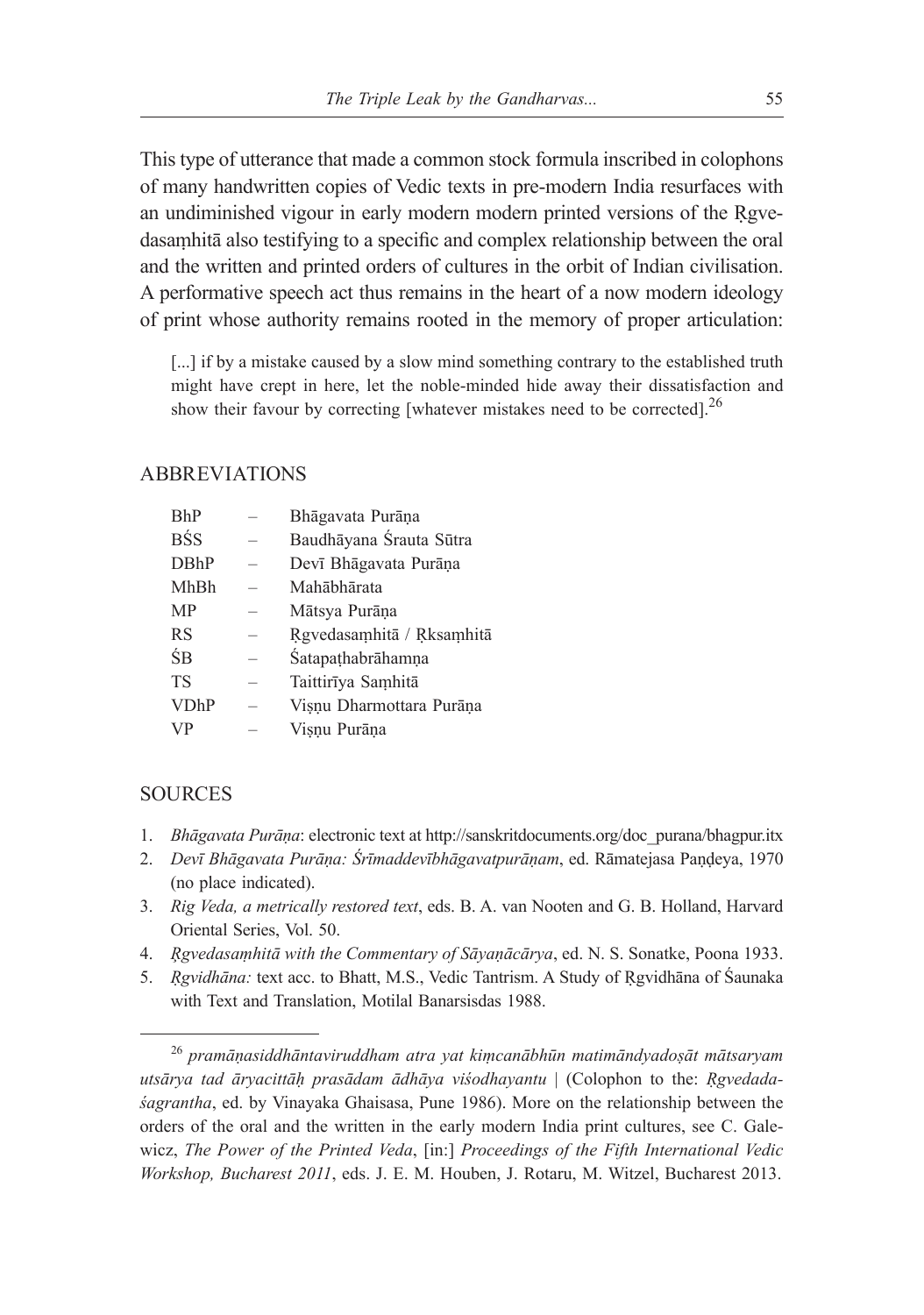This type of utterance that made a common stock formula inscribed in colophons of many handwritten copies of Vedic texts in pre-modern India resurfaces with an undiminished vigour in early modern modern printed versions of the Ṛgvedasaṃhitā also testifying to a specific and complex relationship between the oral and the written and printed orders of cultures in the orbit of Indian civilisation. A performative speech act thus remains in the heart of a now modern ideology of print whose authority remains rooted in the memory of proper articulation:

> [...] if by a mistake caused by a slow mind something contrary to the established truth might have crept in here, let the noble-minded hide away their dissatisfaction and show their favour by correcting [whatever mistakes need to be corrected].[26]

## ABBREVIATIONS

| | | |
|---|---|---|
| BhP | – | Bhāgavata Purāṇa |
| BŚS | – | Baudhāyana Śrauta Sūtra |
| DBhP | – | Devī Bhāgavata Purāṇa |
| MhBh | – | Mahābhārata |
| MP | – | Mātsya Purāṇa |
| RS | – | Ṛgvedasaṃhitā / Ṛksaṃhitā |
| ŚB | – | Śatapaṭhabrāhamṇa |
| TS | – | Taittirīya Saṃhitā |
| VDhP | – | Viṣṇu Dharmottara Purāṇa |
| VP | – | Viṣṇu Purāṇa |

## SOURCES

1. *Bhāgavata Purāṇa*: electronic text at http://sanskritdocuments.org/doc_purana/bhagpur.itx
2. *Devī Bhāgavata Purāṇa: Śrīmaddevībhāgavatpurāṇam*, ed. Rāmatejasa Paṇḍeya, 1970 (no place indicated).
3. *Rig Veda, a metrically restored text*, eds. B. A. van Nooten and G. B. Holland, Harvard Oriental Series, Vol. 50.
4. *Ṛgvedasaṃhitā with the Commentary of Sāyaṇācārya*, ed. N. S. Sonatke, Poona 1933.
5. *Ṛgvidhāna:* text acc. to Bhatt, M.S., Vedic Tantrism. A Study of Ṛgvidhāna of Śaunaka with Text and Translation, Motilal Banarsisdas 1988.

---

[26] *pramāṇasiddhāntaviruddham atra yat kiṃcanābhūn matimāndyadoṣāt mātsaryam utsārya tad āryacittāḥ prasādam ādhāya viśodhayantu* | (Colophon to the: *Ṛgvedadaśagrantha*, ed. by Vinayaka Ghaisasa, Pune 1986). More on the relationship between the orders of the oral and the written in the early modern India print cultures, see C. Galewicz, *The Power of the Printed Veda*, [in:] *Proceedings of the Fifth International Vedic Workshop, Bucharest 2011*, eds. J. E. M. Houben, J. Rotaru, M. Witzel, Bucharest 2013.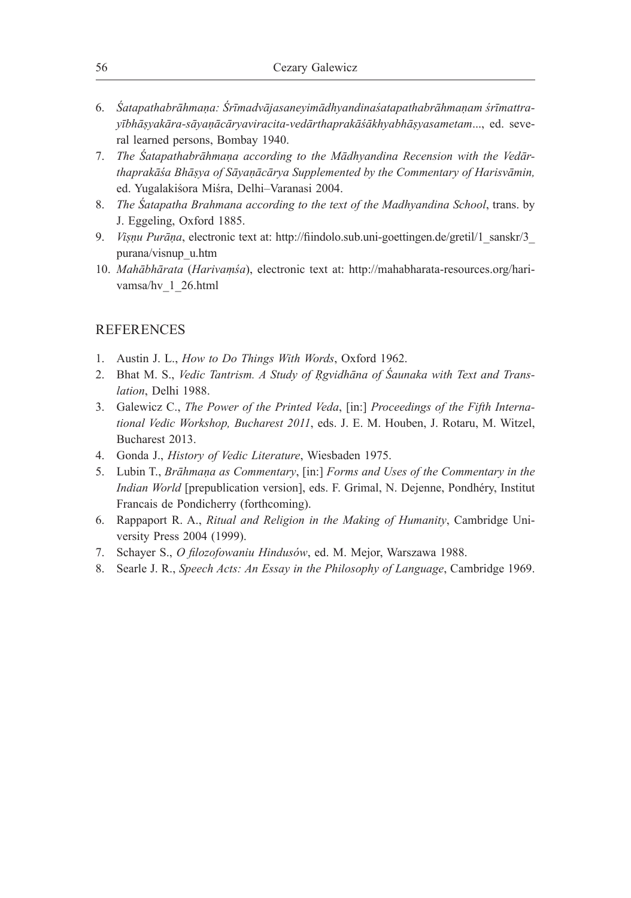6. *Śatapathabrāhmaṇa: Śrīmadvājasaneyimādhyandinaśatapathabrāhmaṇam śrīmattrayībhāṣyakāra-sāyaṇācāryaviracita-vedārthaprakāśākhyabhāṣyasametam*..., ed. several learned persons, Bombay 1940.
7. *The Śatapathabrāhmaṇa according to the Mādhyandina Recension with the Vedārthaprakāśa Bhāṣya of Sāyaṇācārya Supplemented by the Commentary of Harisvāmin,* ed. Yugalakiśora Miśra, Delhi–Varanasi 2004.
8. *The Śatapatha Brahmana according to the text of the Madhyandina School*, trans. by J. Eggeling, Oxford 1885.
9. *Viṣṇu Purāṇa*, electronic text at: http://fiindolo.sub.uni-goettingen.de/gretil/1_sanskr/3_purana/visnup_u.htm
10. *Mahābhārata* (*Harivaṃśa*), electronic text at: http://mahabharata-resources.org/harivamsa/hv_1_26.html

## REFERENCES

1. Austin J. L., *How to Do Things With Words*, Oxford 1962.
2. Bhat M. S., *Vedic Tantrism. A Study of Ṛgvidhāna of Śaunaka with Text and Translation*, Delhi 1988.
3. Galewicz C., *The Power of the Printed Veda*, [in:] *Proceedings of the Fifth International Vedic Workshop, Bucharest 2011*, eds. J. E. M. Houben, J. Rotaru, M. Witzel, Bucharest 2013.
4. Gonda J., *History of Vedic Literature*, Wiesbaden 1975.
5. Lubin T., *Brāhmaṇa as Commentary*, [in:] *Forms and Uses of the Commentary in the Indian World* [prepublication version], eds. F. Grimal, N. Dejenne, Pondhéry, Institut Francais de Pondicherry (forthcoming).
6. Rappaport R. A., *Ritual and Religion in the Making of Humanity*, Cambridge University Press 2004 (1999).
7. Schayer S., *O filozofowaniu Hindusów*, ed. M. Mejor, Warszawa 1988.
8. Searle J. R., *Speech Acts: An Essay in the Philosophy of Language*, Cambridge 1969.